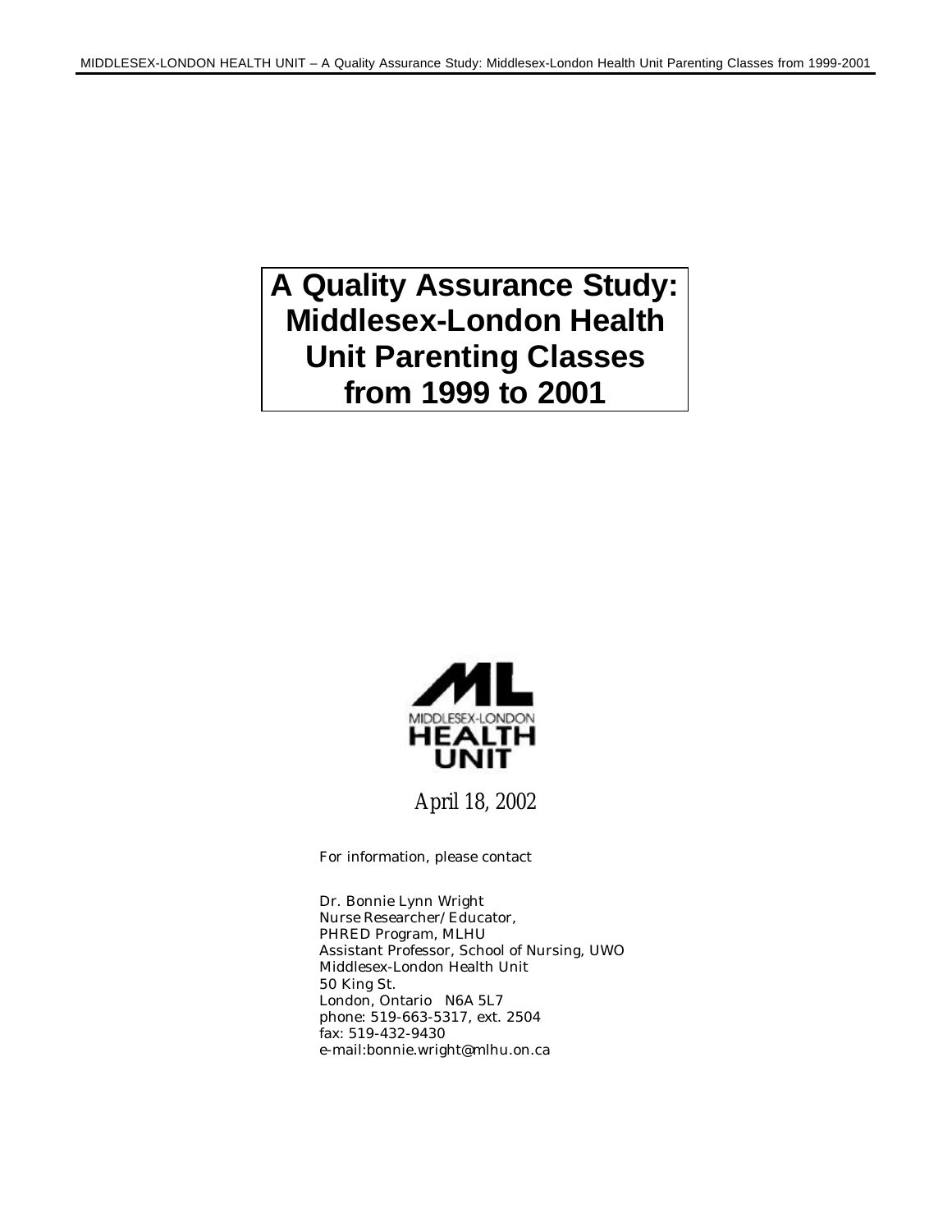# A Quality Assurance Study: Middlesex-London Health Unit Parenting Classes from 1999 to 2001

MIDDLESEX-LONDON
HEALTH
UNIT

April 18, 2002

For information, please contact

Dr. Bonnie Lynn Wright
Nurse Researcher/Educator,
PHRED Program, MLHU
Assistant Professor, School of Nursing, UWO
Middlesex-London Health Unit
50 King St.
London, Ontario N6A 5L7
phone: 519-663-5317, ext. 2504
fax: 519-432-9430
e-mail:bonnie.wright@mlhu.on.ca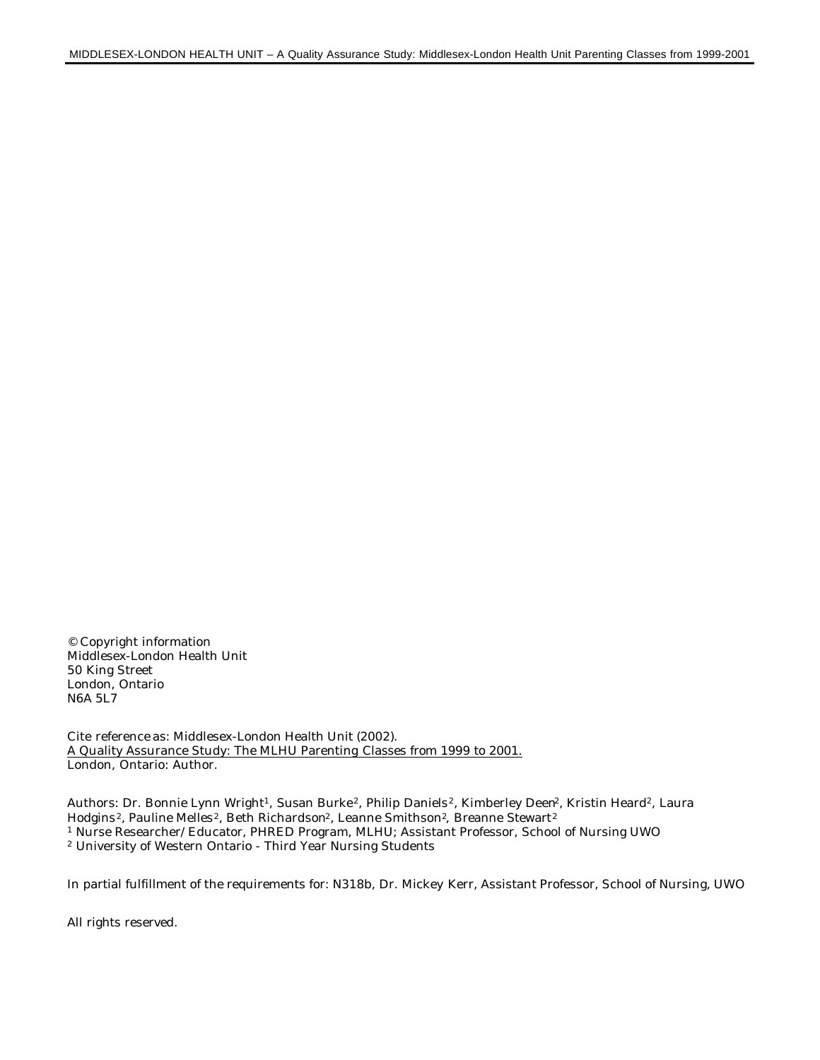© Copyright information
Middlesex-London Health Unit
50 King Street
London, Ontario
N6A 5L7

Cite reference as: Middlesex-London Health Unit (2002).
A Quality Assurance Study: The MLHU Parenting Classes from 1999 to 2001.
London, Ontario: Author.

Authors: Dr. Bonnie Lynn Wright[1], Susan Burke[2], Philip Daniels[2], Kimberley Deen[2], Kristin Heard[2], Laura Hodgins[2], Pauline Melles[2], Beth Richardson[2], Leanne Smithson[2], Breanne Stewart[2]
[1] Nurse Researcher/Educator, PHRED Program, MLHU; Assistant Professor, School of Nursing UWO
[2] University of Western Ontario - Third Year Nursing Students

In partial fulfillment of the requirements for: N318b, Dr. Mickey Kerr, Assistant Professor, School of Nursing, UWO

All rights reserved.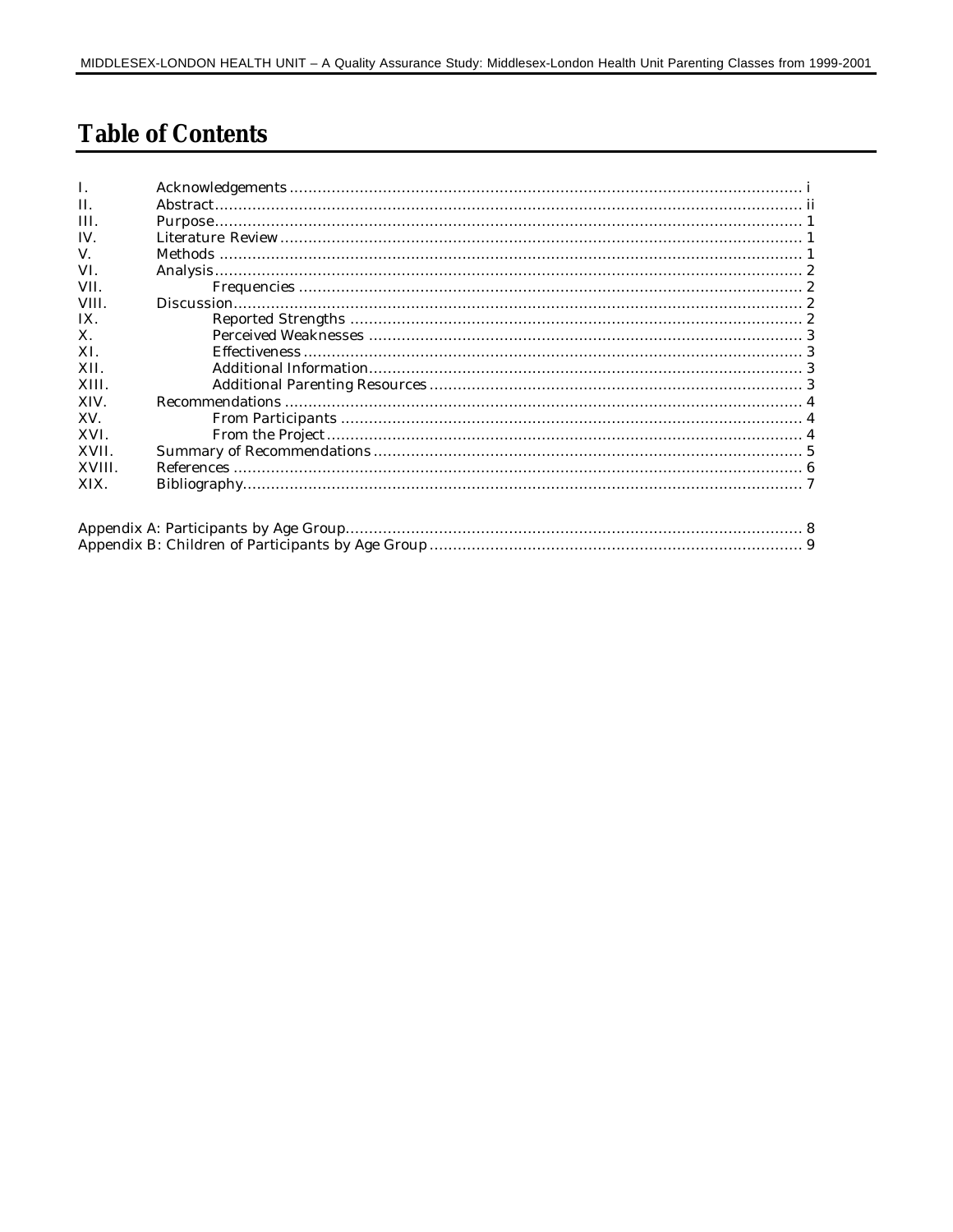# Table of Contents

| | | |
|---|---|---|
| I. | Acknowledgements | i |
| II. | Abstract | ii |
| III. | Purpose | 1 |
| IV. | Literature Review | 1 |
| V. | Methods | 1 |
| VI. | Analysis | 2 |
| VII. | Frequencies | 2 |
| VIII. | Discussion | 2 |
| IX. | Reported Strengths | 2 |
| X. | Perceived Weaknesses | 3 |
| XI. | Effectiveness | 3 |
| XII. | Additional Information | 3 |
| XIII. | Additional Parenting Resources | 3 |
| XIV. | Recommendations | 4 |
| XV. | From Participants | 4 |
| XVI. | From the Project | 4 |
| XVII. | Summary of Recommendations | 5 |
| XVIII. | References | 6 |
| XIX. | Bibliography | 7 |

Appendix A: Participants by Age Group ........ 8
Appendix B: Children of Participants by Age Group ........ 9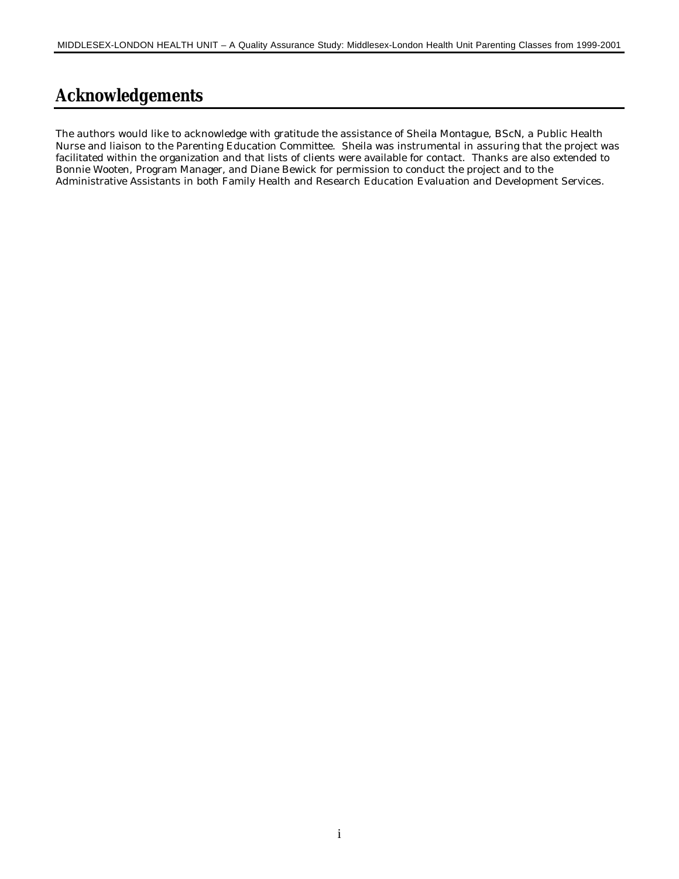# Acknowledgements

The authors would like to acknowledge with gratitude the assistance of Sheila Montague, BScN, a Public Health Nurse and liaison to the Parenting Education Committee. Sheila was instrumental in assuring that the project was facilitated within the organization and that lists of clients were available for contact. Thanks are also extended to Bonnie Wooten, Program Manager, and Diane Bewick for permission to conduct the project and to the Administrative Assistants in both Family Health and Research Education Evaluation and Development Services.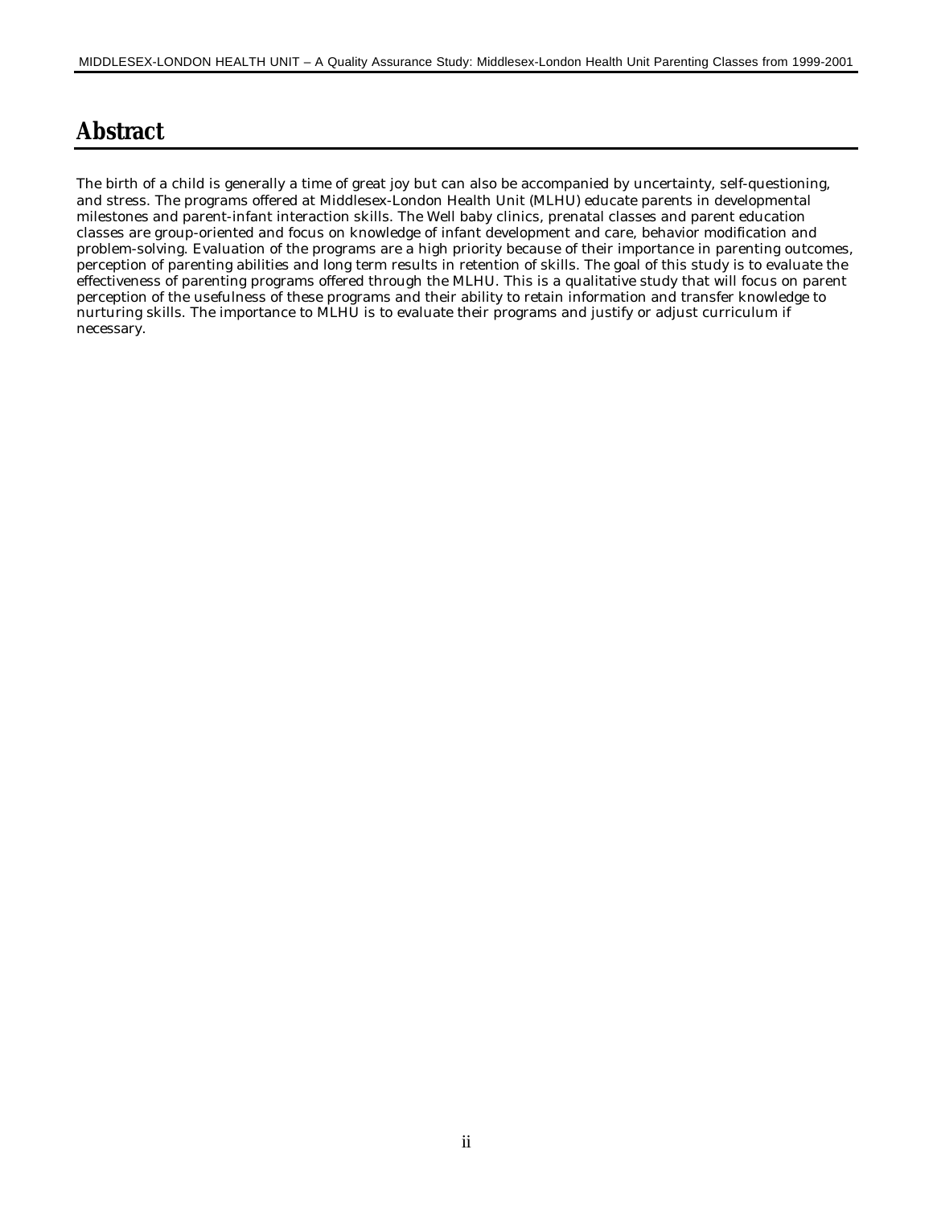# Abstract

The birth of a child is generally a time of great joy but can also be accompanied by uncertainty, self-questioning, and stress. The programs offered at Middlesex-London Health Unit (MLHU) educate parents in developmental milestones and parent-infant interaction skills. The Well baby clinics, prenatal classes and parent education classes are group-oriented and focus on knowledge of infant development and care, behavior modification and problem-solving. Evaluation of the programs are a high priority because of their importance in parenting outcomes, perception of parenting abilities and long term results in retention of skills. The goal of this study is to evaluate the effectiveness of parenting programs offered through the MLHU. This is a qualitative study that will focus on parent perception of the usefulness of these programs and their ability to retain information and transfer knowledge to nurturing skills. The importance to MLHU is to evaluate their programs and justify or adjust curriculum if necessary.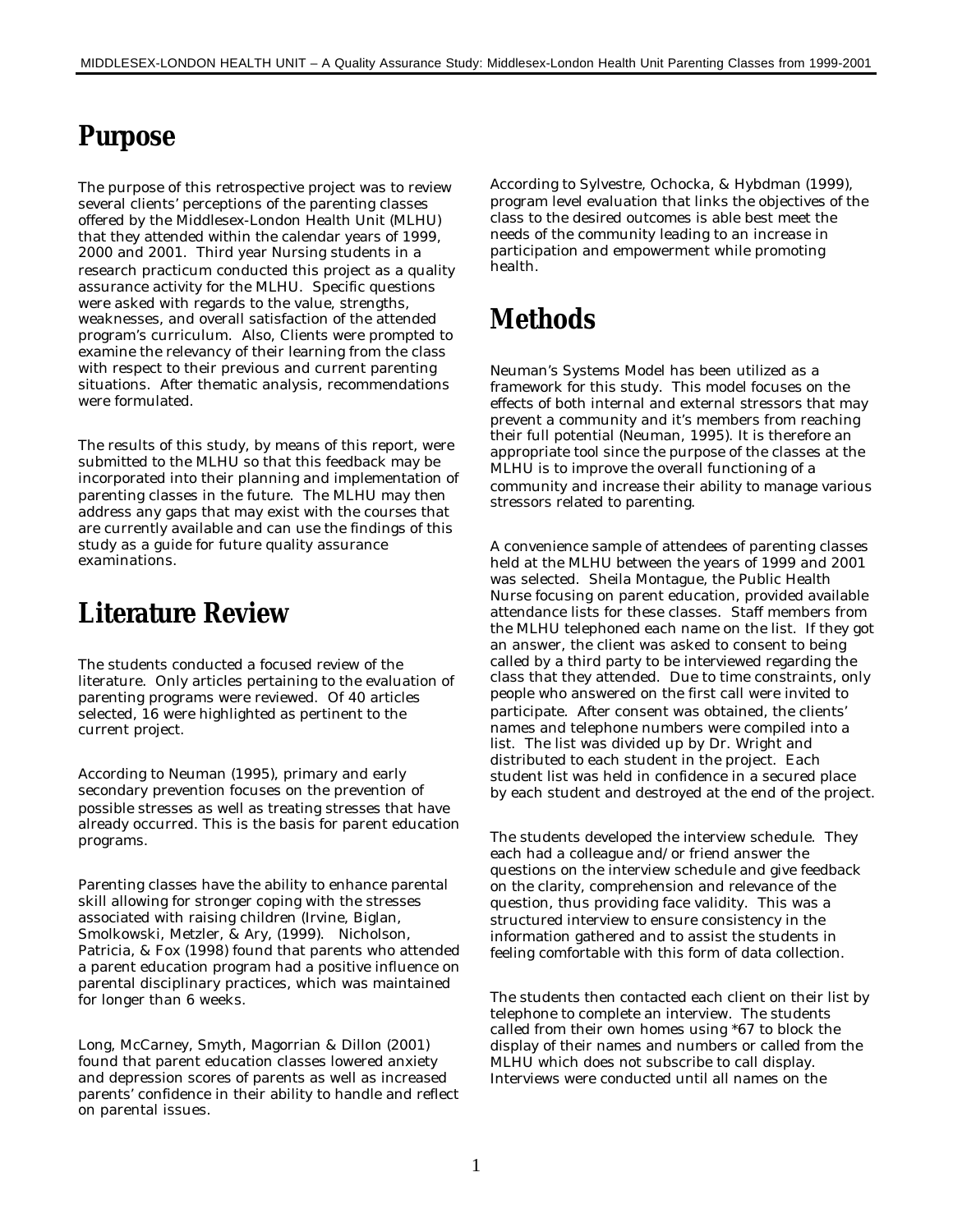## Purpose

The purpose of this retrospective project was to review several clients' perceptions of the parenting classes offered by the Middlesex-London Health Unit (MLHU) that they attended within the calendar years of 1999, 2000 and 2001. Third year Nursing students in a research practicum conducted this project as a quality assurance activity for the MLHU. Specific questions were asked with regards to the value, strengths, weaknesses, and overall satisfaction of the attended program's curriculum. Also, Clients were prompted to examine the relevancy of their learning from the class with respect to their previous and current parenting situations. After thematic analysis, recommendations were formulated.

The results of this study, by means of this report, were submitted to the MLHU so that this feedback may be incorporated into their planning and implementation of parenting classes in the future. The MLHU may then address any gaps that may exist with the courses that are currently available and can use the findings of this study as a guide for future quality assurance examinations.

## Literature Review

The students conducted a focused review of the literature. Only articles pertaining to the evaluation of parenting programs were reviewed. Of 40 articles selected, 16 were highlighted as pertinent to the current project.

According to Neuman (1995), primary and early secondary prevention focuses on the prevention of possible stresses as well as treating stresses that have already occurred. This is the basis for parent education programs.

Parenting classes have the ability to enhance parental skill allowing for stronger coping with the stresses associated with raising children (Irvine, Biglan, Smolkowski, Metzler, & Ary, (1999). Nicholson, Patricia, & Fox (1998) found that parents who attended a parent education program had a positive influence on parental disciplinary practices, which was maintained for longer than 6 weeks.

Long, McCarney, Smyth, Magorrian & Dillon (2001) found that parent education classes lowered anxiety and depression scores of parents as well as increased parents' confidence in their ability to handle and reflect on parental issues.

According to Sylvestre, Ochocka, & Hybdman (1999), program level evaluation that links the objectives of the class to the desired outcomes is able best meet the needs of the community leading to an increase in participation and empowerment while promoting health.

## Methods

Neuman's Systems Model has been utilized as a framework for this study. This model focuses on the effects of both internal and external stressors that may prevent a community and it's members from reaching their full potential (Neuman, 1995). It is therefore an appropriate tool since the purpose of the classes at the MLHU is to improve the overall functioning of a community and increase their ability to manage various stressors related to parenting.

A convenience sample of attendees of parenting classes held at the MLHU between the years of 1999 and 2001 was selected. Sheila Montague, the Public Health Nurse focusing on parent education, provided available attendance lists for these classes. Staff members from the MLHU telephoned each name on the list. If they got an answer, the client was asked to consent to being called by a third party to be interviewed regarding the class that they attended. Due to time constraints, only people who answered on the first call were invited to participate. After consent was obtained, the clients' names and telephone numbers were compiled into a list. The list was divided up by Dr. Wright and distributed to each student in the project. Each student list was held in confidence in a secured place by each student and destroyed at the end of the project.

The students developed the interview schedule. They each had a colleague and/or friend answer the questions on the interview schedule and give feedback on the clarity, comprehension and relevance of the question, thus providing face validity. This was a structured interview to ensure consistency in the information gathered and to assist the students in feeling comfortable with this form of data collection.

The students then contacted each client on their list by telephone to complete an interview. The students called from their own homes using *67 to block the display of their names and numbers or called from the MLHU which does not subscribe to call display. Interviews were conducted until all names on the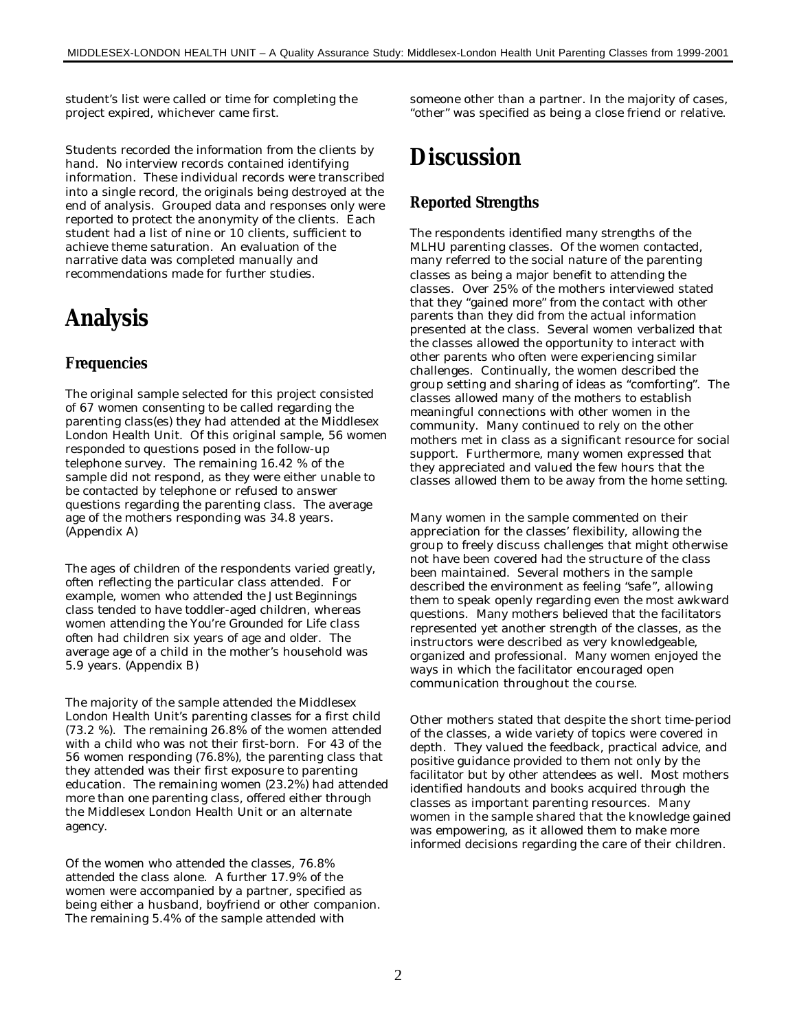student's list were called or time for completing the project expired, whichever came first.

Students recorded the information from the clients by hand. No interview records contained identifying information. These individual records were transcribed into a single record, the originals being destroyed at the end of analysis. Grouped data and responses only were reported to protect the anonymity of the clients. Each student had a list of nine or 10 clients, sufficient to achieve theme saturation. An evaluation of the narrative data was completed manually and recommendations made for further studies.

# Analysis

## Frequencies

The original sample selected for this project consisted of 67 women consenting to be called regarding the parenting class(es) they had attended at the Middlesex London Health Unit. Of this original sample, 56 women responded to questions posed in the follow-up telephone survey. The remaining 16.42 % of the sample did not respond, as they were either unable to be contacted by telephone or refused to answer questions regarding the parenting class. The average age of the mothers responding was 34.8 years. (Appendix A)

The ages of children of the respondents varied greatly, often reflecting the particular class attended. For example, women who attended the Just Beginnings class tended to have toddler-aged children, whereas women attending the You're Grounded for Life class often had children six years of age and older. The average age of a child in the mother's household was 5.9 years. (Appendix B)

The majority of the sample attended the Middlesex London Health Unit's parenting classes for a first child (73.2 %). The remaining 26.8% of the women attended with a child who was not their first-born. For 43 of the 56 women responding (76.8%), the parenting class that they attended was their first exposure to parenting education. The remaining women (23.2%) had attended more than one parenting class, offered either through the Middlesex London Health Unit or an alternate agency.

Of the women who attended the classes, 76.8% attended the class alone. A further 17.9% of the women were accompanied by a partner, specified as being either a husband, boyfriend or other companion. The remaining 5.4% of the sample attended with someone other than a partner. In the majority of cases, "other" was specified as being a close friend or relative.

# Discussion

## Reported Strengths

The respondents identified many strengths of the MLHU parenting classes. Of the women contacted, many referred to the social nature of the parenting classes as being a major benefit to attending the classes. Over 25% of the mothers interviewed stated that they "gained more" from the contact with other parents than they did from the actual information presented at the class. Several women verbalized that the classes allowed the opportunity to interact with other parents who often were experiencing similar challenges. Continually, the women described the group setting and sharing of ideas as "comforting". The classes allowed many of the mothers to establish meaningful connections with other women in the community. Many continued to rely on the other mothers met in class as a significant resource for social support. Furthermore, many women expressed that they appreciated and valued the few hours that the classes allowed them to be away from the home setting.

Many women in the sample commented on their appreciation for the classes' flexibility, allowing the group to freely discuss challenges that might otherwise not have been covered had the structure of the class been maintained. Several mothers in the sample described the environment as feeling "safe", allowing them to speak openly regarding even the most awkward questions. Many mothers believed that the facilitators represented yet another strength of the classes, as the instructors were described as very knowledgeable, organized and professional. Many women enjoyed the ways in which the facilitator encouraged open communication throughout the course.

Other mothers stated that despite the short time-period of the classes, a wide variety of topics were covered in depth. They valued the feedback, practical advice, and positive guidance provided to them not only by the facilitator but by other attendees as well. Most mothers identified handouts and books acquired through the classes as important parenting resources. Many women in the sample shared that the knowledge gained was empowering, as it allowed them to make more informed decisions regarding the care of their children.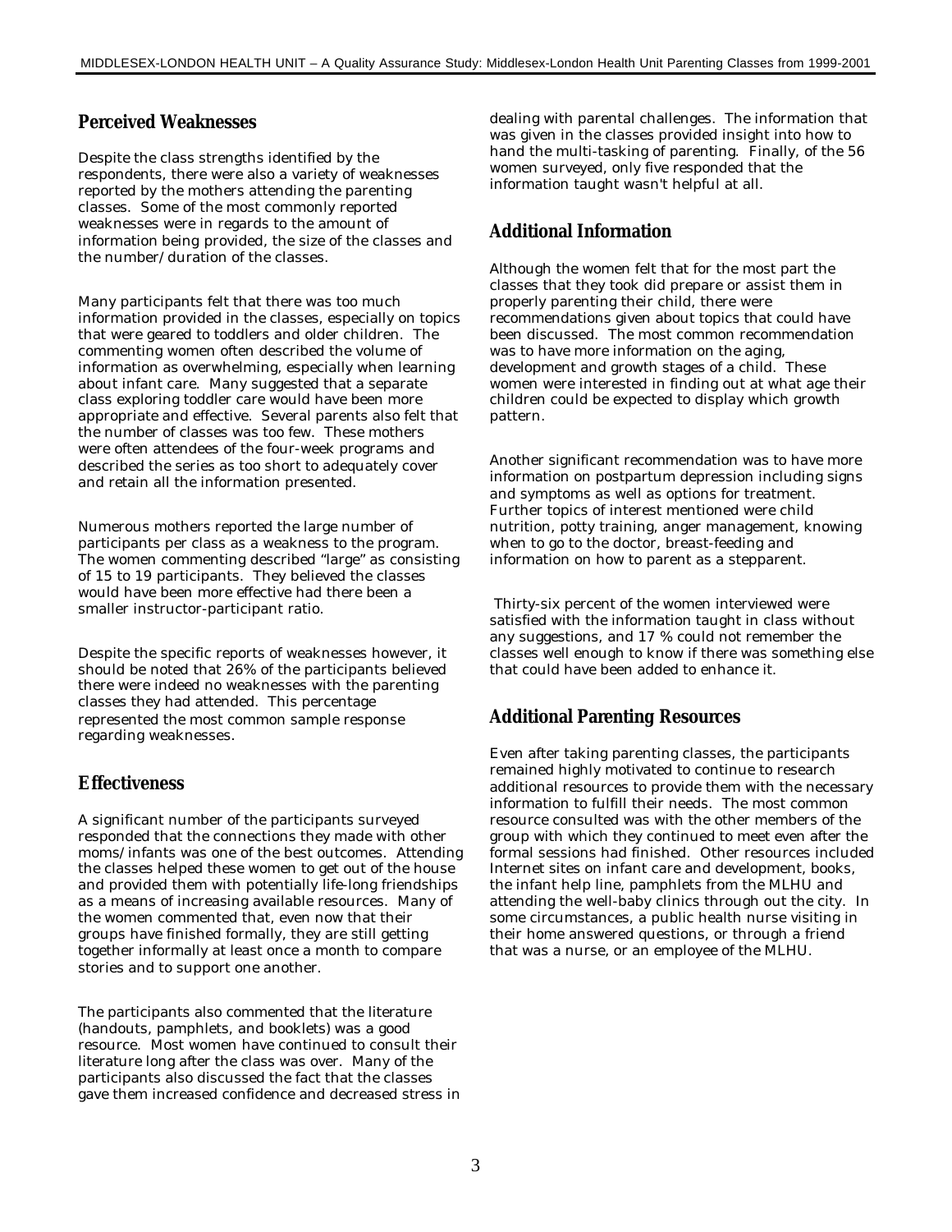## Perceived Weaknesses

Despite the class strengths identified by the respondents, there were also a variety of weaknesses reported by the mothers attending the parenting classes. Some of the most commonly reported weaknesses were in regards to the amount of information being provided, the size of the classes and the number/duration of the classes.

Many participants felt that there was too much information provided in the classes, especially on topics that were geared to toddlers and older children. The commenting women often described the volume of information as overwhelming, especially when learning about infant care. Many suggested that a separate class exploring toddler care would have been more appropriate and effective. Several parents also felt that the number of classes was too few. These mothers were often attendees of the four-week programs and described the series as too short to adequately cover and retain all the information presented.

Numerous mothers reported the large number of participants per class as a weakness to the program. The women commenting described "large" as consisting of 15 to 19 participants. They believed the classes would have been more effective had there been a smaller instructor-participant ratio.

Despite the specific reports of weaknesses however, it should be noted that 26% of the participants believed there were indeed no weaknesses with the parenting classes they had attended. This percentage represented the most common sample response regarding weaknesses.

## Effectiveness

A significant number of the participants surveyed responded that the connections they made with other moms/infants was one of the best outcomes. Attending the classes helped these women to get out of the house and provided them with potentially life-long friendships as a means of increasing available resources. Many of the women commented that, even now that their groups have finished formally, they are still getting together informally at least once a month to compare stories and to support one another.

The participants also commented that the literature (handouts, pamphlets, and booklets) was a good resource. Most women have continued to consult their literature long after the class was over. Many of the participants also discussed the fact that the classes gave them increased confidence and decreased stress in dealing with parental challenges. The information that was given in the classes provided insight into how to hand the multi-tasking of parenting. Finally, of the 56 women surveyed, only five responded that the information taught wasn't helpful at all.

## Additional Information

Although the women felt that for the most part the classes that they took did prepare or assist them in properly parenting their child, there were recommendations given about topics that could have been discussed. The most common recommendation was to have more information on the aging, development and growth stages of a child. These women were interested in finding out at what age their children could be expected to display which growth pattern.

Another significant recommendation was to have more information on postpartum depression including signs and symptoms as well as options for treatment. Further topics of interest mentioned were child nutrition, potty training, anger management, knowing when to go to the doctor, breast-feeding and information on how to parent as a stepparent.

Thirty-six percent of the women interviewed were satisfied with the information taught in class without any suggestions, and 17 % could not remember the classes well enough to know if there was something else that could have been added to enhance it.

## Additional Parenting Resources

Even after taking parenting classes, the participants remained highly motivated to continue to research additional resources to provide them with the necessary information to fulfill their needs. The most common resource consulted was with the other members of the group with which they continued to meet even after the formal sessions had finished. Other resources included Internet sites on infant care and development, books, the infant help line, pamphlets from the MLHU and attending the well-baby clinics through out the city. In some circumstances, a public health nurse visiting in their home answered questions, or through a friend that was a nurse, or an employee of the MLHU.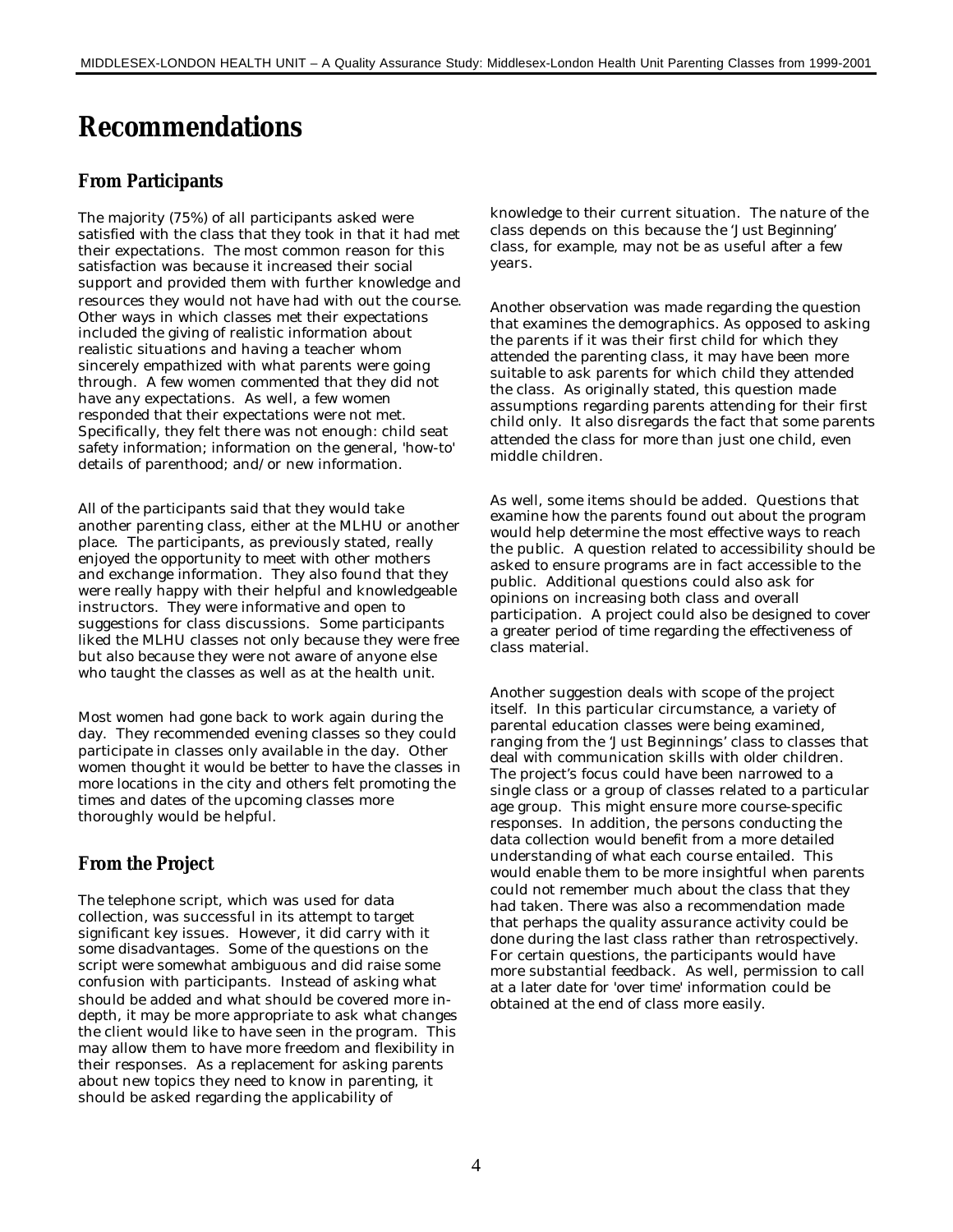# Recommendations

## From Participants

The majority (75%) of all participants asked were satisfied with the class that they took in that it had met their expectations. The most common reason for this satisfaction was because it increased their social support and provided them with further knowledge and resources they would not have had with out the course. Other ways in which classes met their expectations included the giving of realistic information about realistic situations and having a teacher whom sincerely empathized with what parents were going through. A few women commented that they did not have any expectations. As well, a few women responded that their expectations were not met. Specifically, they felt there was not enough: child seat safety information; information on the general, 'how-to' details of parenthood; and/or new information.

All of the participants said that they would take another parenting class, either at the MLHU or another place. The participants, as previously stated, really enjoyed the opportunity to meet with other mothers and exchange information. They also found that they were really happy with their helpful and knowledgeable instructors. They were informative and open to suggestions for class discussions. Some participants liked the MLHU classes not only because they were free but also because they were not aware of anyone else who taught the classes as well as at the health unit.

Most women had gone back to work again during the day. They recommended evening classes so they could participate in classes only available in the day. Other women thought it would be better to have the classes in more locations in the city and others felt promoting the times and dates of the upcoming classes more thoroughly would be helpful.

## From the Project

The telephone script, which was used for data collection, was successful in its attempt to target significant key issues. However, it did carry with it some disadvantages. Some of the questions on the script were somewhat ambiguous and did raise some confusion with participants. Instead of asking what should be added and what should be covered more in-depth, it may be more appropriate to ask what changes the client would like to have seen in the program. This may allow them to have more freedom and flexibility in their responses. As a replacement for asking parents about new topics they need to know in parenting, it should be asked regarding the applicability of knowledge to their current situation. The nature of the class depends on this because the 'Just Beginning' class, for example, may not be as useful after a few years.

Another observation was made regarding the question that examines the demographics. As opposed to asking the parents if it was their first child for which they attended the parenting class, it may have been more suitable to ask parents for which child they attended the class. As originally stated, this question made assumptions regarding parents attending for their first child only. It also disregards the fact that some parents attended the class for more than just one child, even middle children.

As well, some items should be added. Questions that examine how the parents found out about the program would help determine the most effective ways to reach the public. A question related to accessibility should be asked to ensure programs are in fact accessible to the public. Additional questions could also ask for opinions on increasing both class and overall participation. A project could also be designed to cover a greater period of time regarding the effectiveness of class material.

Another suggestion deals with scope of the project itself. In this particular circumstance, a variety of parental education classes were being examined, ranging from the 'Just Beginnings' class to classes that deal with communication skills with older children. The project's focus could have been narrowed to a single class or a group of classes related to a particular age group. This might ensure more course-specific responses. In addition, the persons conducting the data collection would benefit from a more detailed understanding of what each course entailed. This would enable them to be more insightful when parents could not remember much about the class that they had taken. There was also a recommendation made that perhaps the quality assurance activity could be done during the last class rather than retrospectively. For certain questions, the participants would have more substantial feedback. As well, permission to call at a later date for 'over time' information could be obtained at the end of class more easily.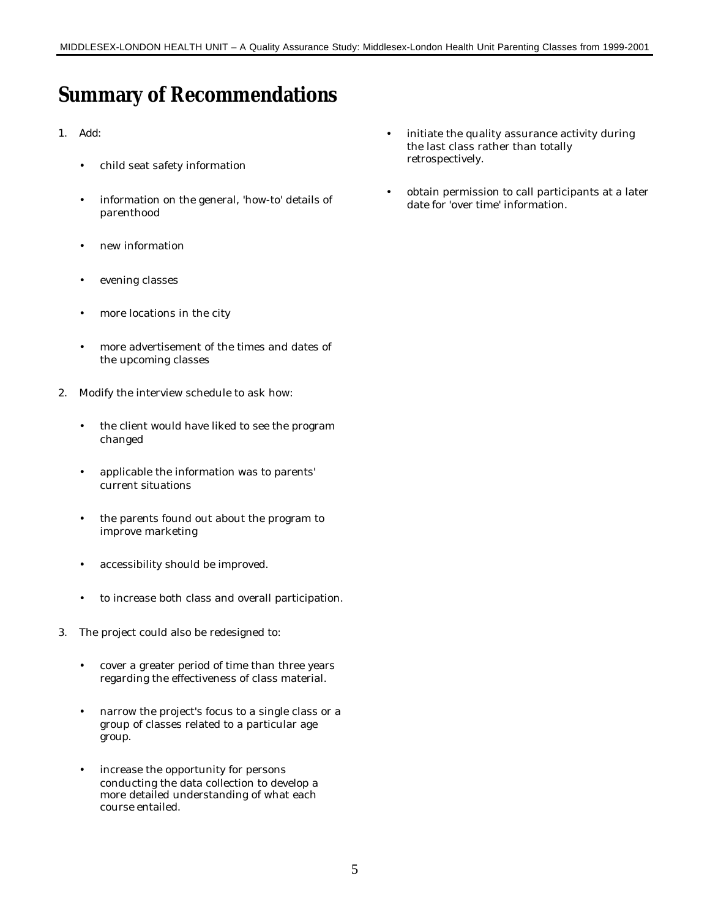# Summary of Recommendations

1. Add:

    - child seat safety information
    - information on the general, 'how-to' details of parenthood
    - new information
    - evening classes
    - more locations in the city
    - more advertisement of the times and dates of the upcoming classes

2. Modify the interview schedule to ask how:

    - the client would have liked to see the program changed
    - applicable the information was to parents' current situations
    - the parents found out about the program to improve marketing
    - accessibility should be improved.
    - to increase both class and overall participation.

3. The project could also be redesigned to:

    - cover a greater period of time than three years regarding the effectiveness of class material.
    - narrow the project's focus to a single class or a group of classes related to a particular age group.
    - increase the opportunity for persons conducting the data collection to develop a more detailed understanding of what each course entailed.
    - initiate the quality assurance activity during the last class rather than totally retrospectively.
    - obtain permission to call participants at a later date for 'over time' information.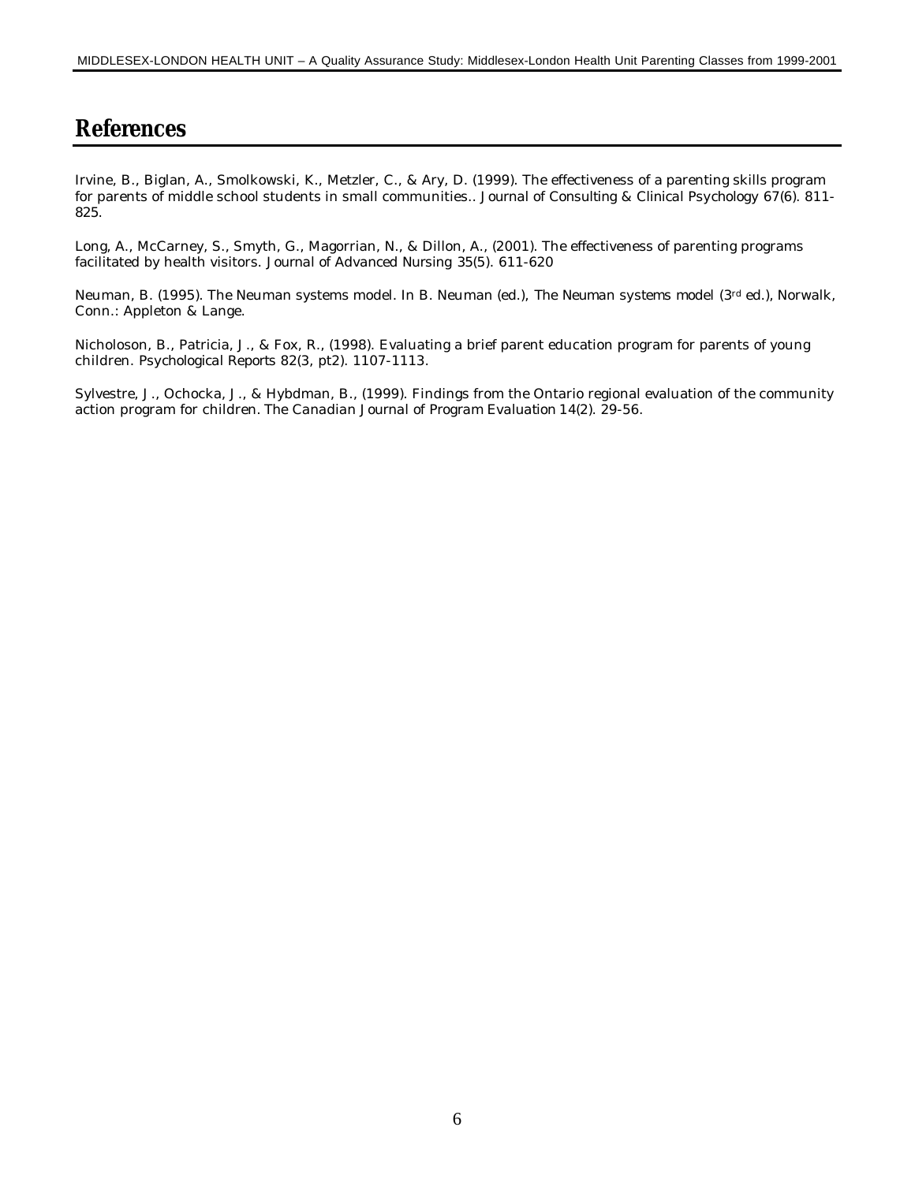# References

Irvine, B., Biglan, A., Smolkowski, K., Metzler, C., & Ary, D. (1999). The effectiveness of a parenting skills program for parents of middle school students in small communities.. *Journal of Consulting & Clinical Psychology* 67(6). 811-825.

Long, A., McCarney, S., Smyth, G., Magorrian, N., & Dillon, A., (2001). The effectiveness of parenting programs facilitated by health visitors. *Journal of Advanced Nursing* 35(5). 611-620

Neuman, B. (1995). The Neuman systems model. In B. Neuman (ed.), *The Neuman systems model* (3rd ed.), Norwalk, Conn.: Appleton & Lange.

Nicholoson, B., Patricia, J., & Fox, R., (1998). Evaluating a brief parent education program for parents of young children. *Psychological Reports* 82(3, pt2). 1107-1113.

Sylvestre, J., Ochocka, J., & Hybdman, B., (1999). Findings from the Ontario regional evaluation of the community action program for children. *The Canadian Journal of Program Evaluation* 14(2). 29-56.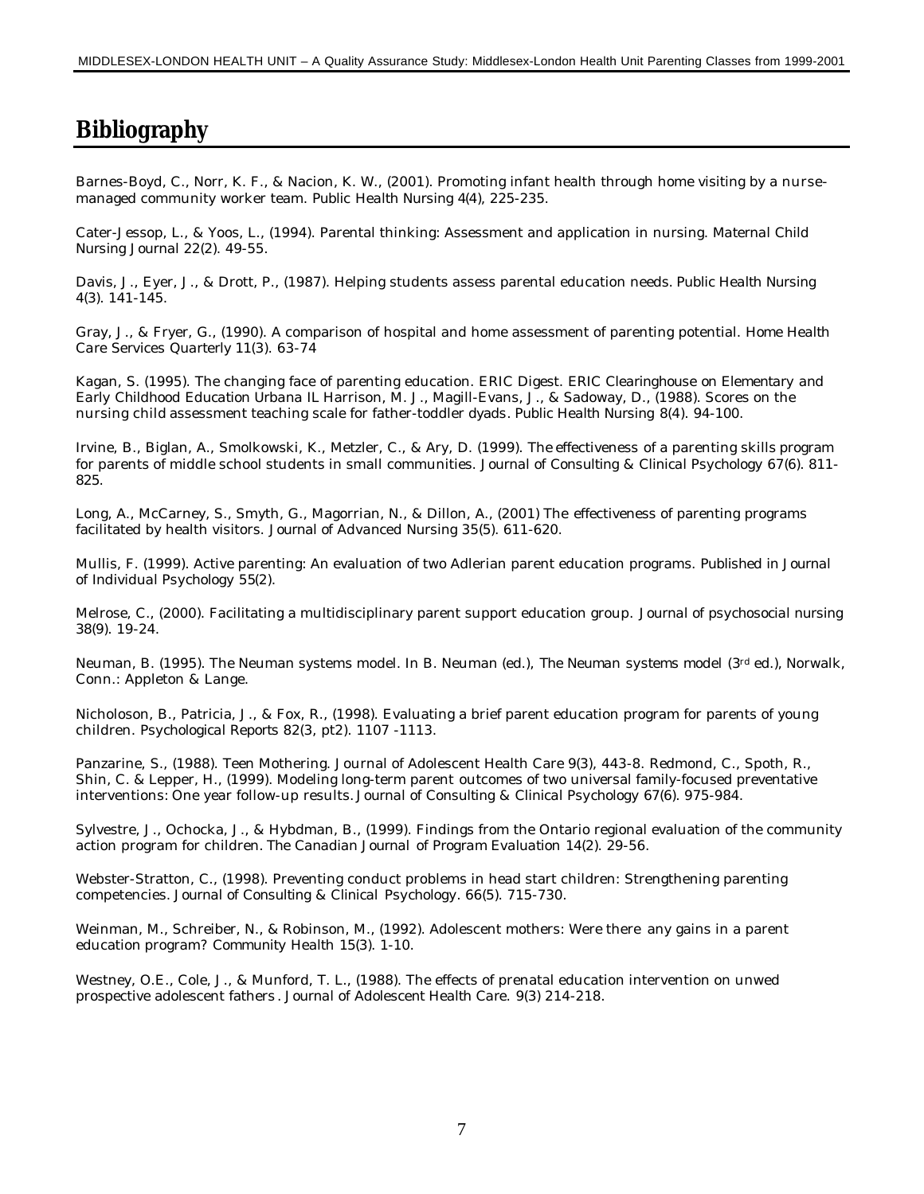# Bibliography

Barnes-Boyd, C., Norr, K. F., & Nacion, K. W., (2001). Promoting infant health through home visiting by a nurse-managed community worker team. Public Health Nursing 4(4), 225-235.

Cater-Jessop, L., & Yoos, L., (1994). Parental thinking: Assessment and application in nursing. Maternal Child Nursing Journal 22(2). 49-55.

Davis, J., Eyer, J., & Drott, P., (1987). Helping students assess parental education needs. Public Health Nursing 4(3). 141-145.

Gray, J., & Fryer, G., (1990). A comparison of hospital and home assessment of parenting potential. Home Health Care Services Quarterly 11(3). 63-74

Kagan, S. (1995). The changing face of parenting education. ERIC Digest. ERIC Clearinghouse on Elementary and Early Childhood Education Urbana IL Harrison, M. J., Magill-Evans, J., & Sadoway, D., (1988). Scores on the nursing child assessment teaching scale for father-toddler dyads. Public Health Nursing 8(4). 94-100.

Irvine, B., Biglan, A., Smolkowski, K., Metzler, C., & Ary, D. (1999). The effectiveness of a parenting skills program for parents of middle school students in small communities. Journal of Consulting & Clinical Psychology 67(6). 811-825.

Long, A., McCarney, S., Smyth, G., Magorrian, N., & Dillon, A., (2001) The effectiveness of parenting programs facilitated by health visitors. Journal of Advanced Nursing 35(5). 611-620.

Mullis, F. (1999). Active parenting: An evaluation of two Adlerian parent education programs. Published in Journal of Individual Psychology 55(2).

Melrose, C., (2000). Facilitating a multidisciplinary parent support education group. Journal of psychosocial nursing 38(9). 19-24.

Neuman, B. (1995). The Neuman systems model. In B. Neuman (ed.), The Neuman systems model (3rd ed.), Norwalk, Conn.: Appleton & Lange.

Nicholoson, B., Patricia, J., & Fox, R., (1998). Evaluating a brief parent education program for parents of young children. Psychological Reports 82(3, pt2). 1107 -1113.

Panzarine, S., (1988). Teen Mothering. Journal of Adolescent Health Care 9(3), 443-8. Redmond, C., Spoth, R., Shin, C. & Lepper, H., (1999). Modeling long-term parent outcomes of two universal family-focused preventative interventions: One year follow-up results. Journal of Consulting & Clinical Psychology 67(6). 975-984.

Sylvestre, J., Ochocka, J., & Hybdman, B., (1999). Findings from the Ontario regional evaluation of the community action program for children. The Canadian Journal of Program Evaluation 14(2). 29-56.

Webster-Stratton, C., (1998). Preventing conduct problems in head start children: Strengthening parenting competencies. Journal of Consulting & Clinical Psychology. 66(5). 715-730.

Weinman, M., Schreiber, N., & Robinson, M., (1992). Adolescent mothers: Were there any gains in a parent education program? Community Health 15(3). 1-10.

Westney, O.E., Cole, J., & Munford, T. L., (1988). The effects of prenatal education intervention on unwed prospective adolescent fathers. Journal of Adolescent Health Care. 9(3) 214-218.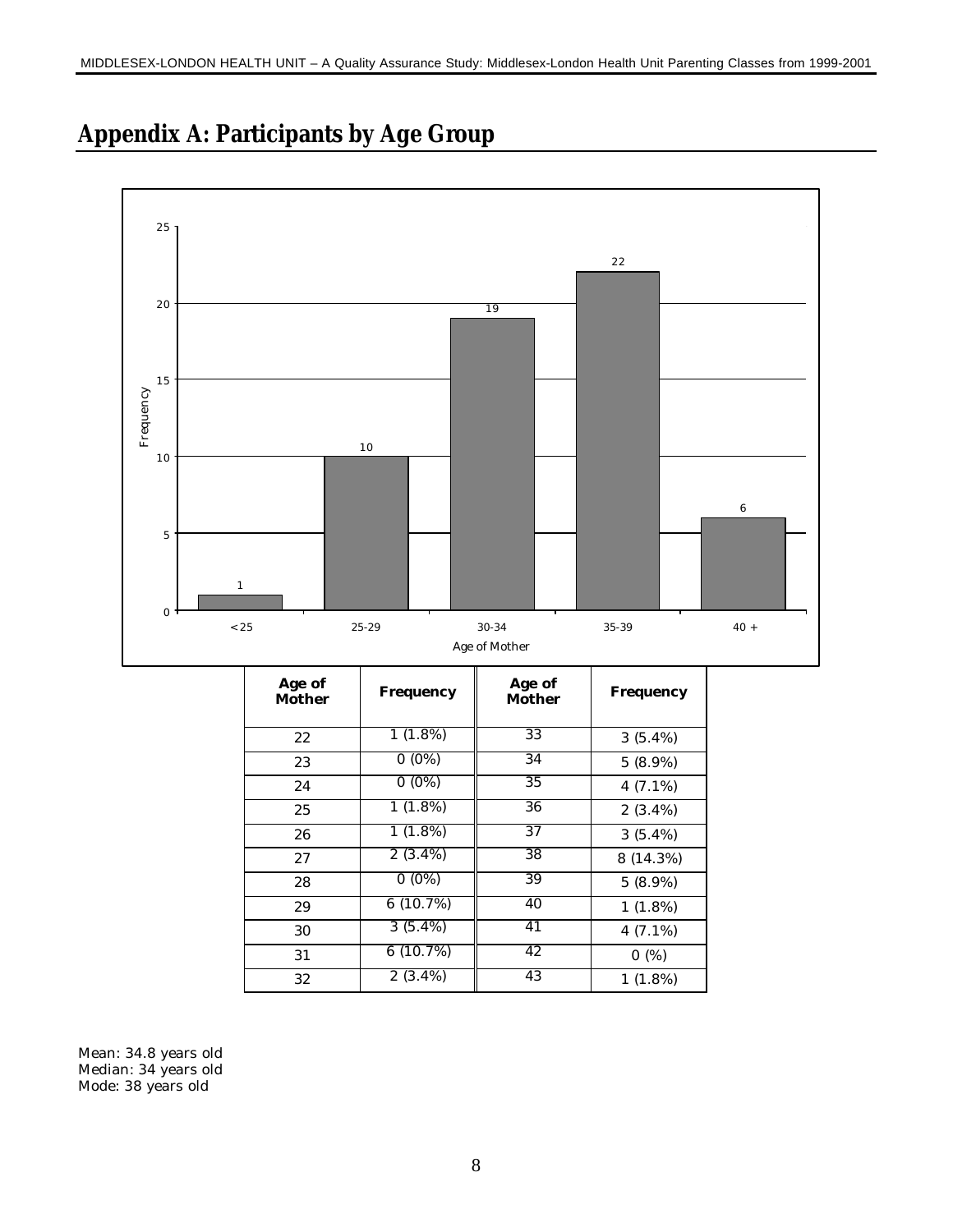# Appendix A: Participants by Age Group

| Age of Mother | Frequency | Age of Mother | Frequency |
|---|---|---|---|
| 22 | 1 (1.8%) | 33 | 3 (5.4%) |
| 23 | 0 (0%) | 34 | 5 (8.9%) |
| 24 | 0 (0%) | 35 | 4 (7.1%) |
| 25 | 1 (1.8%) | 36 | 2 (3.4%) |
| 26 | 1 (1.8%) | 37 | 3 (5.4%) |
| 27 | 2 (3.4%) | 38 | 8 (14.3%) |
| 28 | 0 (0%) | 39 | 5 (8.9%) |
| 29 | 6 (10.7%) | 40 | 1 (1.8%) |
| 30 | 3 (5.4%) | 41 | 4 (7.1%) |
| 31 | 6 (10.7%) | 42 | 0 (%) |
| 32 | 2 (3.4%) | 43 | 1 (1.8%) |

Mean: 34.8 years old
Median: 34 years old
Mode: 38 years old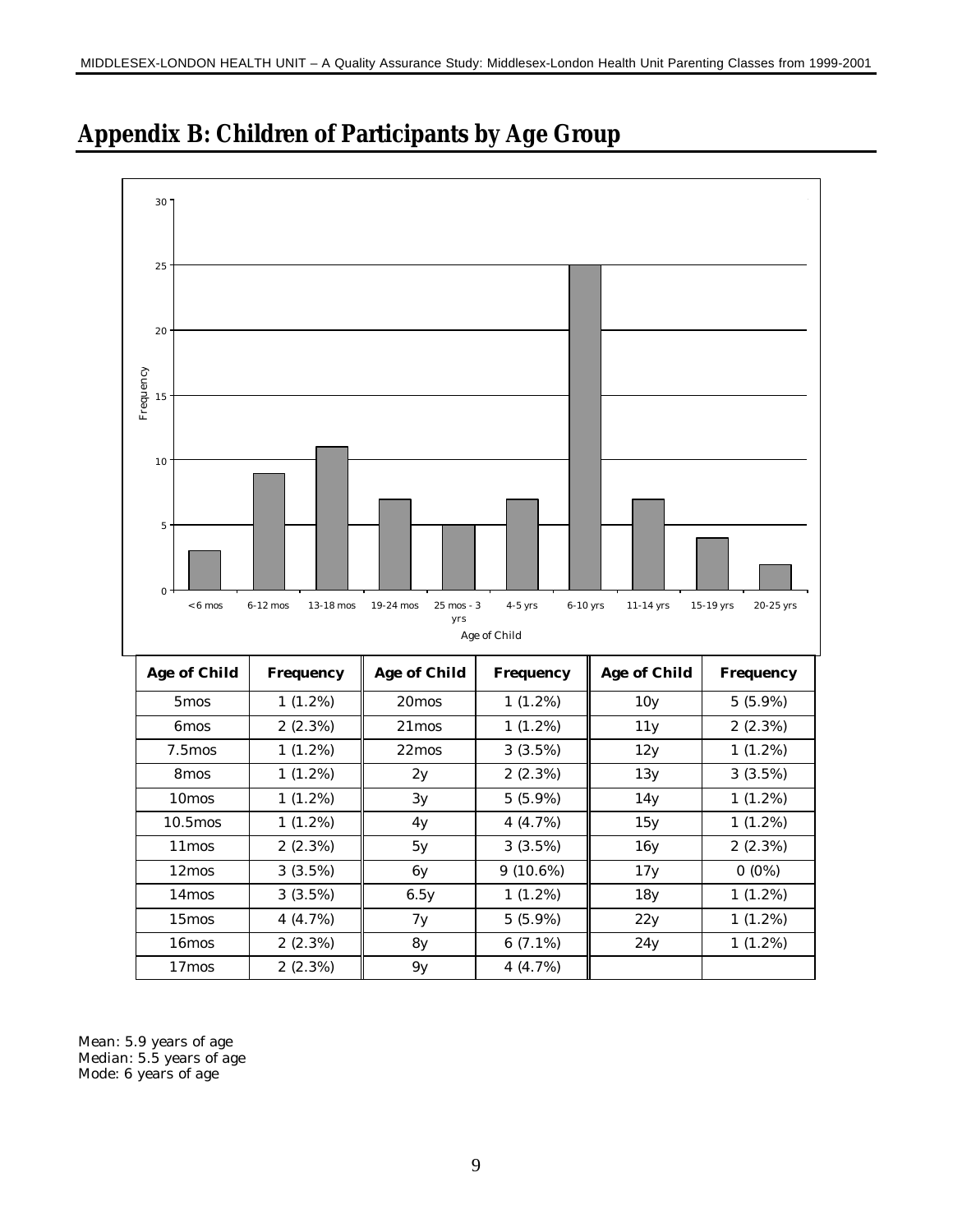# Appendix B: Children of Participants by Age Group

30
25
20
15
10
5
0

Frequency

<6 mos
6-12 mos
13-18 mos
19-24 mos
25 mos - 3 yrs
4-5 yrs
6-10 yrs
11-14 yrs
15-19 yrs
20-25 yrs

Age of Child

| Age of Child | Frequency | Age of Child | Frequency | Age of Child | Frequency |
|---|---|---|---|---|---|
| 5mos | 1 (1.2%) | 20mos | 1 (1.2%) | 10y | 5 (5.9%) |
| 6mos | 2 (2.3%) | 21mos | 1 (1.2%) | 11y | 2 (2.3%) |
| 7.5mos | 1 (1.2%) | 22mos | 3 (3.5%) | 12y | 1 (1.2%) |
| 8mos | 1 (1.2%) | 2y | 2 (2.3%) | 13y | 3 (3.5%) |
| 10mos | 1 (1.2%) | 3y | 5 (5.9%) | 14y | 1 (1.2%) |
| 10.5mos | 1 (1.2%) | 4y | 4 (4.7%) | 15y | 1 (1.2%) |
| 11mos | 2 (2.3%) | 5y | 3 (3.5%) | 16y | 2 (2.3%) |
| 12mos | 3 (3.5%) | 6y | 9 (10.6%) | 17y | 0 (0%) |
| 14mos | 3 (3.5%) | 6.5y | 1 (1.2%) | 18y | 1 (1.2%) |
| 15mos | 4 (4.7%) | 7y | 5 (5.9%) | 22y | 1 (1.2%) |
| 16mos | 2 (2.3%) | 8y | 6 (7.1%) | 24y | 1 (1.2%) |
| 17mos | 2 (2.3%) | 9y | 4 (4.7%) | | |

Mean: 5.9 years of age
Median: 5.5 years of age
Mode: 6 years of age